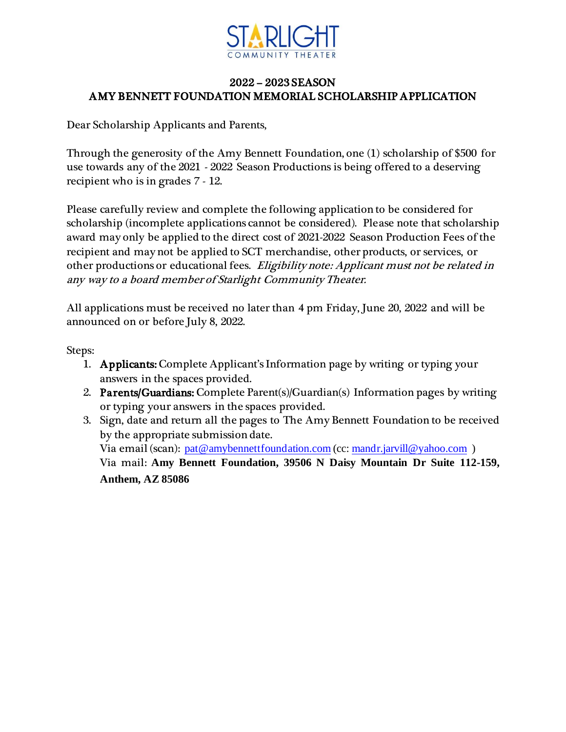# STARLIGHT COMMUNITY THEATER

## 2022 – 2023 SEASON
## AMY BENNETT FOUNDATION MEMORIAL SCHOLARSHIP APPLICATION

Dear Scholarship Applicants and Parents,

Through the generosity of the Amy Bennett Foundation, one (1) scholarship of $500 for use towards any of the 2021 - 2022 Season Productions is being offered to a deserving recipient who is in grades 7 - 12.

Please carefully review and complete the following application to be considered for scholarship (incomplete applications cannot be considered). Please note that scholarship award may only be applied to the direct cost of 2021-2022 Season Production Fees of the recipient and may not be applied to SCT merchandise, other products, or services, or other productions or educational fees. *Eligibility note: Applicant must not be related in any way to a board member of Starlight Community Theater.*

All applications must be received no later than 4 pm Friday, June 20, 2022 and will be announced on or before July 8, 2022.

Steps:

1. **Applicants:** Complete Applicant's Information page by writing or typing your answers in the spaces provided.
2. **Parents/Guardians:** Complete Parent(s)/Guardian(s) Information pages by writing or typing your answers in the spaces provided.
3. Sign, date and return all the pages to The Amy Bennett Foundation to be received by the appropriate submission date.
   Via email (scan): pat@amybennettfoundation.com (cc: mandr.jarvill@yahoo.com )
   Via mail: **Amy Bennett Foundation, 39506 N Daisy Mountain Dr Suite 112-159, Anthem, AZ 85086**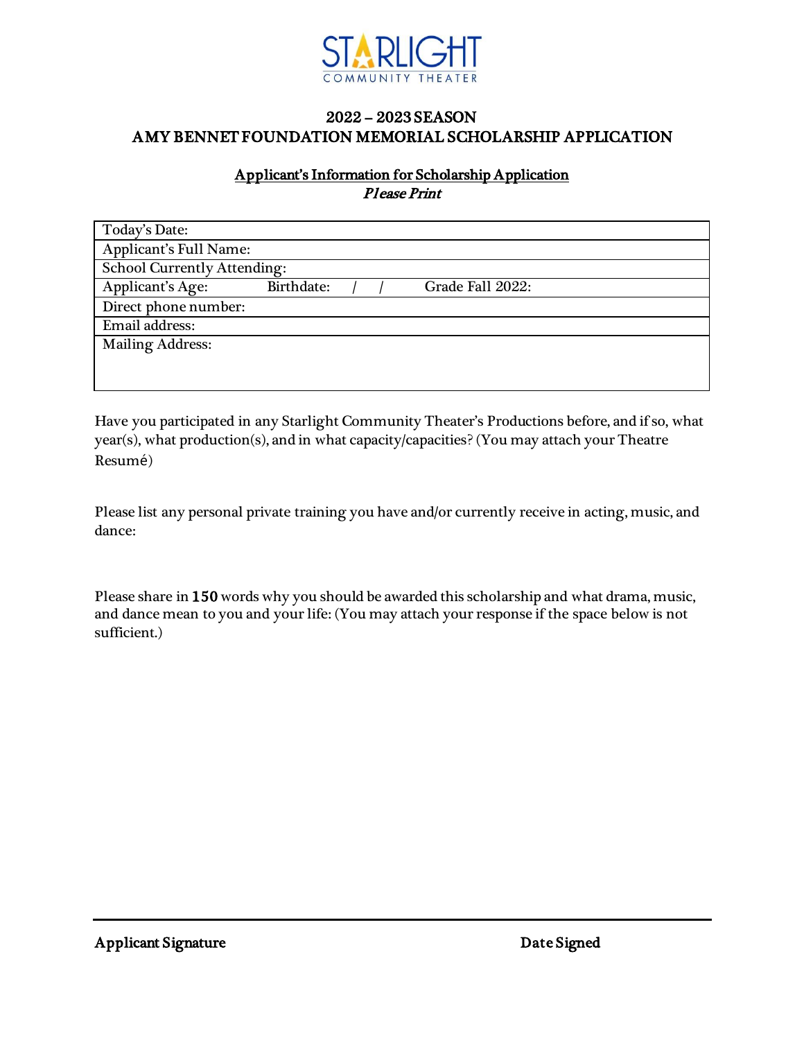STARLIGHT
COMMUNITY THEATER

## 2022 – 2023 SEASON
## AMY BENNET FOUNDATION MEMORIAL SCHOLARSHIP APPLICATION

### Applicant's Information for Scholarship Application
*Please Print*

| Today's Date: | | |
|---|---|---|
| Applicant's Full Name: | | |
| School Currently Attending: | | |
| Applicant's Age: | Birthdate: / / | Grade Fall 2022: |
| Direct phone number: | | |
| Email address: | | |
| Mailing Address: | | |

Have you participated in any Starlight Community Theater's Productions before, and if so, what year(s), what production(s), and in what capacity/capacities? (You may attach your Theatre Resumé)

Please list any personal private training you have and/or currently receive in acting, music, and dance:

Please share in **150** words why you should be awarded this scholarship and what drama, music, and dance mean to you and your life: (You may attach your response if the space below is not sufficient.)

**Applicant Signature** **Date Signed**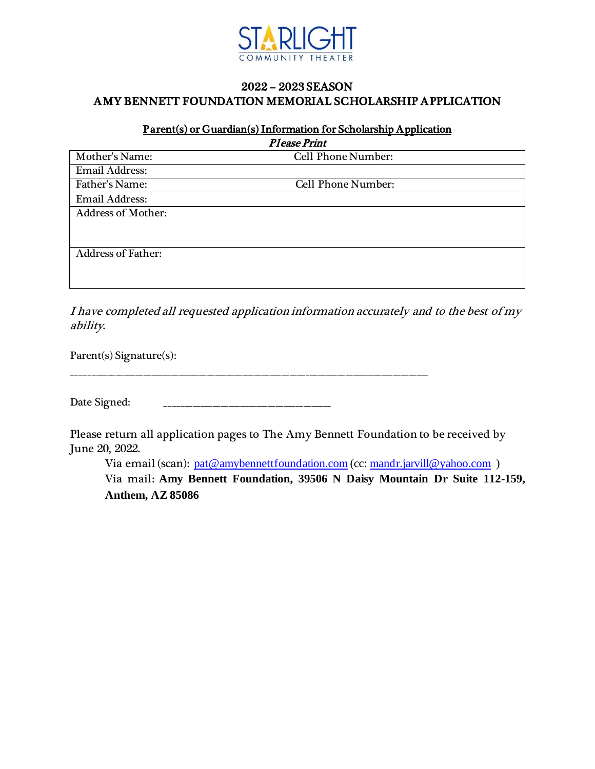STARLIGHT
COMMUNITY THEATER

## 2022 – 2023 SEASON
## AMY BENNETT FOUNDATION MEMORIAL SCHOLARSHIP APPLICATION

**Parent(s) or Guardian(s) Information for Scholarship Application**

***Please Print***

| | |
|---|---|
| Mother's Name: | Cell Phone Number: |
| Email Address: | |
| Father's Name: | Cell Phone Number: |
| Email Address: | |
| Address of Mother: | |
| Address of Father: | |

*I have completed all requested application information accurately and to the best of my ability.*

Parent(s) Signature(s):

______________________________________________________________

Date Signed: _____________________________

Please return all application pages to The Amy Bennett Foundation to be received by June 20, 2022.

Via email (scan): pat@amybennettfoundation.com (cc: mandr.jarvill@yahoo.com )

Via mail: **Amy Bennett Foundation, 39506 N Daisy Mountain Dr Suite 112-159, Anthem, AZ 85086**